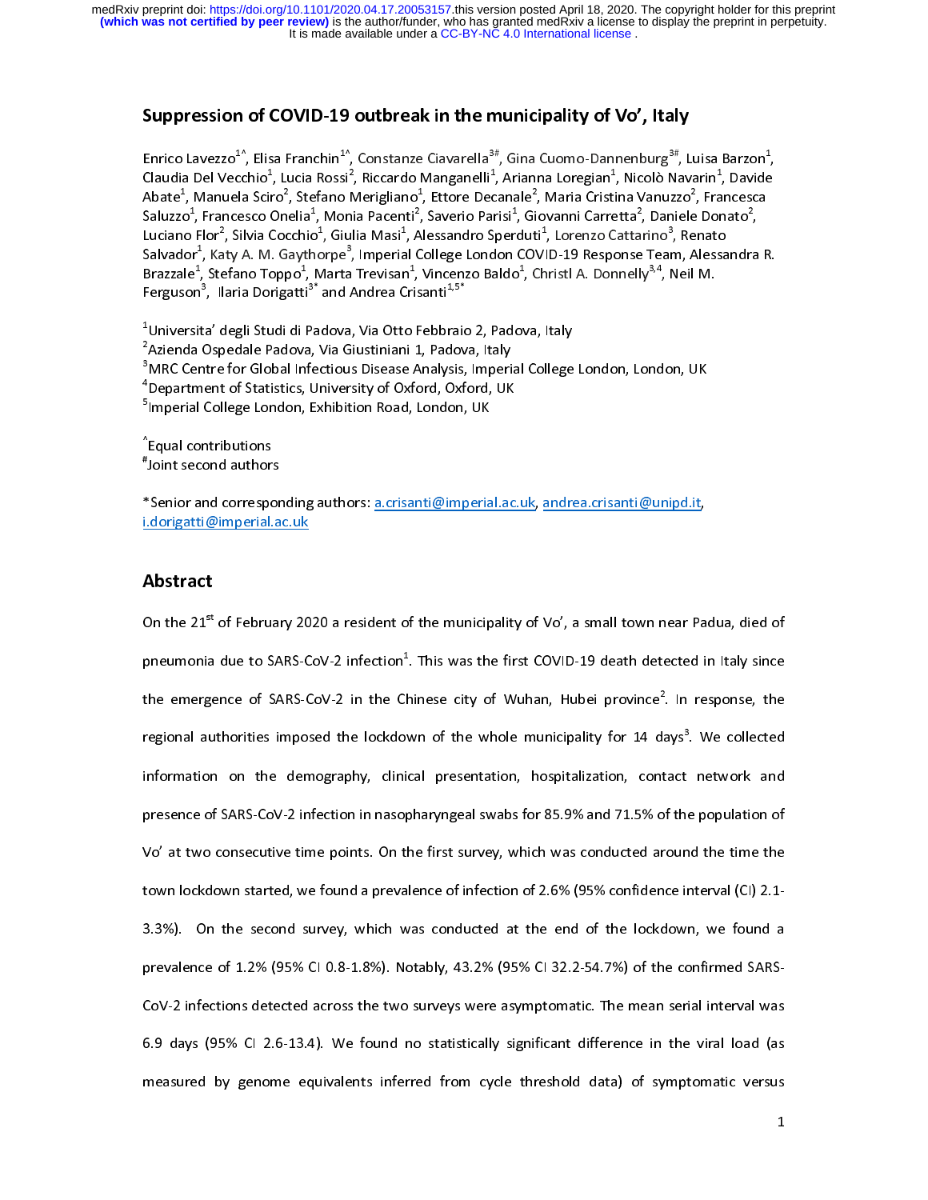# Suppression of COVID-19 outbreak in the municipality of Vo', Italy

Enrico Lavezzo[1^], Elisa Franchin[1^], Constanze Ciavarella[3#], Gina Cuomo-Dannenburg[3#], Luisa Barzon[1], Claudia Del Vecchio[1], Lucia Rossi[2], Riccardo Manganelli[1], Arianna Loregian[1], Nicolò Navarin[1], Davide Abate[1], Manuela Sciro[2], Stefano Merigliano[1], Ettore Decanale[2], Maria Cristina Vanuzzo[2], Francesca Saluzzo[1], Francesco Onelia[1], Monia Pacenti[2], Saverio Parisi[1], Giovanni Carretta[2], Daniele Donato[2], Luciano Flor[2], Silvia Cocchio[1], Giulia Masi[1], Alessandro Sperduti[1], Lorenzo Cattarino[3], Renato Salvador[1], Katy A. M. Gaythorpe[3], Imperial College London COVID-19 Response Team, Alessandra R. Brazzale[1], Stefano Toppo[1], Marta Trevisan[1], Vincenzo Baldo[1], Christl A. Donnelly[3,4], Neil M. Ferguson[3], Ilaria Dorigatti[3*] and Andrea Crisanti[1,5*]

[1]Universita' degli Studi di Padova, Via Otto Febbraio 2, Padova, Italy
[2]Azienda Ospedale Padova, Via Giustiniani 1, Padova, Italy
[3]MRC Centre for Global Infectious Disease Analysis, Imperial College London, London, UK
[4]Department of Statistics, University of Oxford, Oxford, UK
[5]Imperial College London, Exhibition Road, London, UK

[^]Equal contributions
[#]Joint second authors

*Senior and corresponding authors: a.crisanti@imperial.ac.uk, andrea.crisanti@unipd.it, i.dorigatti@imperial.ac.uk

## Abstract

On the 21st of February 2020 a resident of the municipality of Vo', a small town near Padua, died of pneumonia due to SARS-CoV-2 infection[1]. This was the first COVID-19 death detected in Italy since the emergence of SARS-CoV-2 in the Chinese city of Wuhan, Hubei province[2]. In response, the regional authorities imposed the lockdown of the whole municipality for 14 days[3]. We collected information on the demography, clinical presentation, hospitalization, contact network and presence of SARS-CoV-2 infection in nasopharyngeal swabs for 85.9% and 71.5% of the population of Vo' at two consecutive time points. On the first survey, which was conducted around the time the town lockdown started, we found a prevalence of infection of 2.6% (95% confidence interval (CI) 2.1-3.3%). On the second survey, which was conducted at the end of the lockdown, we found a prevalence of 1.2% (95% CI 0.8-1.8%). Notably, 43.2% (95% CI 32.2-54.7%) of the confirmed SARS-CoV-2 infections detected across the two surveys were asymptomatic. The mean serial interval was 6.9 days (95% CI 2.6-13.4). We found no statistically significant difference in the viral load (as measured by genome equivalents inferred from cycle threshold data) of symptomatic versus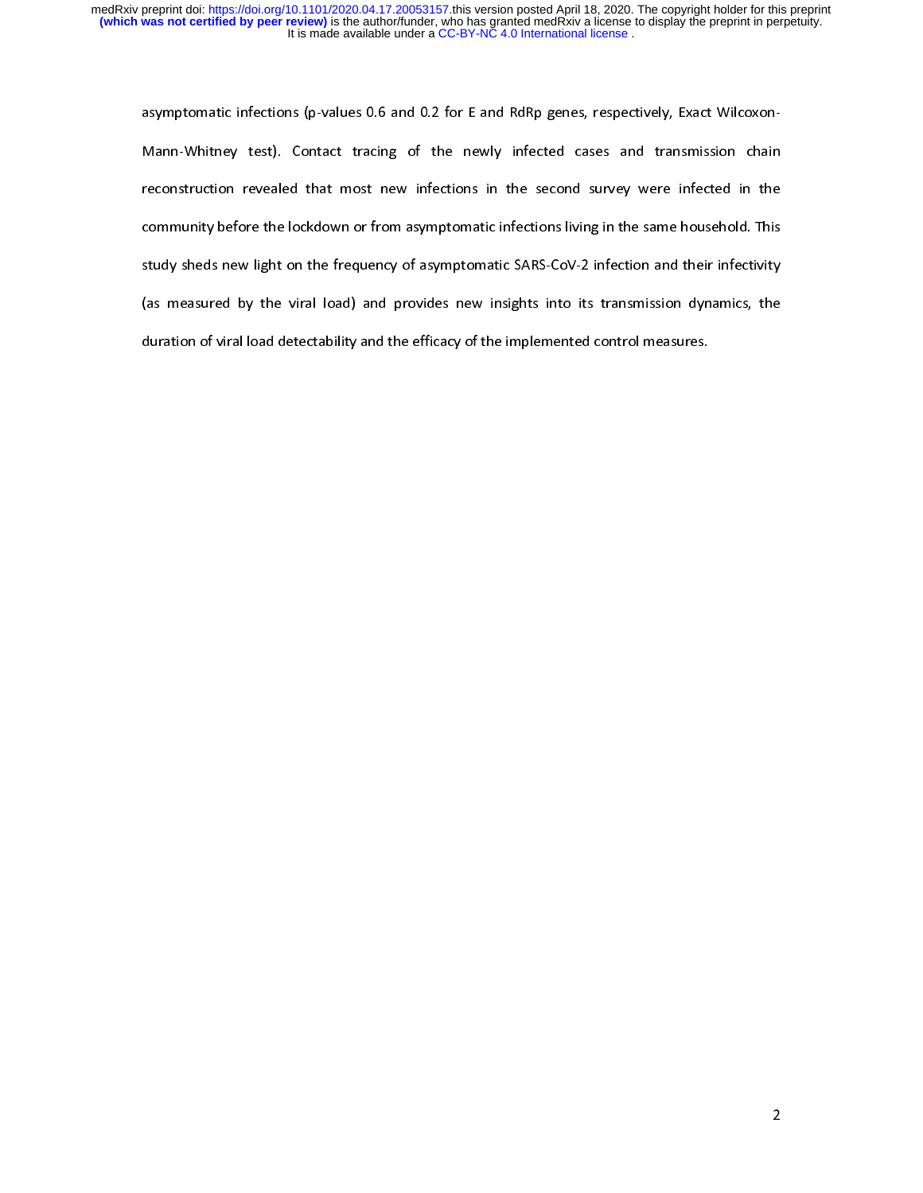asymptomatic infections (p-values 0.6 and 0.2 for E and RdRp genes, respectively, Exact Wilcoxon-Mann-Whitney test). Contact tracing of the newly infected cases and transmission chain reconstruction revealed that most new infections in the second survey were infected in the community before the lockdown or from asymptomatic infections living in the same household. This study sheds new light on the frequency of asymptomatic SARS-CoV-2 infection and their infectivity (as measured by the viral load) and provides new insights into its transmission dynamics, the duration of viral load detectability and the efficacy of the implemented control measures.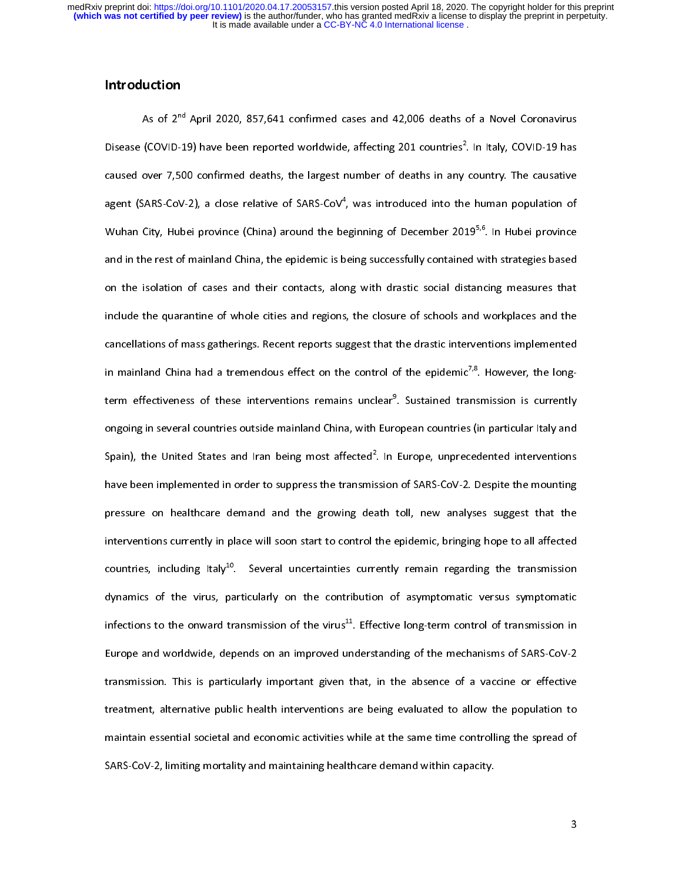## Introduction

As of 2nd April 2020, 857,641 confirmed cases and 42,006 deaths of a Novel Coronavirus Disease (COVID-19) have been reported worldwide, affecting 201 countries[2]. In Italy, COVID-19 has caused over 7,500 confirmed deaths, the largest number of deaths in any country. The causative agent (SARS-CoV-2), a close relative of SARS-CoV[4], was introduced into the human population of Wuhan City, Hubei province (China) around the beginning of December 2019[5,6]. In Hubei province and in the rest of mainland China, the epidemic is being successfully contained with strategies based on the isolation of cases and their contacts, along with drastic social distancing measures that include the quarantine of whole cities and regions, the closure of schools and workplaces and the cancellations of mass gatherings. Recent reports suggest that the drastic interventions implemented in mainland China had a tremendous effect on the control of the epidemic[7,8]. However, the long-term effectiveness of these interventions remains unclear[9]. Sustained transmission is currently ongoing in several countries outside mainland China, with European countries (in particular Italy and Spain), the United States and Iran being most affected[2]. In Europe, unprecedented interventions have been implemented in order to suppress the transmission of SARS-CoV-2. Despite the mounting pressure on healthcare demand and the growing death toll, new analyses suggest that the interventions currently in place will soon start to control the epidemic, bringing hope to all affected countries, including Italy[10]. Several uncertainties currently remain regarding the transmission dynamics of the virus, particularly on the contribution of asymptomatic versus symptomatic infections to the onward transmission of the virus[11]. Effective long-term control of transmission in Europe and worldwide, depends on an improved understanding of the mechanisms of SARS-CoV-2 transmission. This is particularly important given that, in the absence of a vaccine or effective treatment, alternative public health interventions are being evaluated to allow the population to maintain essential societal and economic activities while at the same time controlling the spread of SARS-CoV-2, limiting mortality and maintaining healthcare demand within capacity.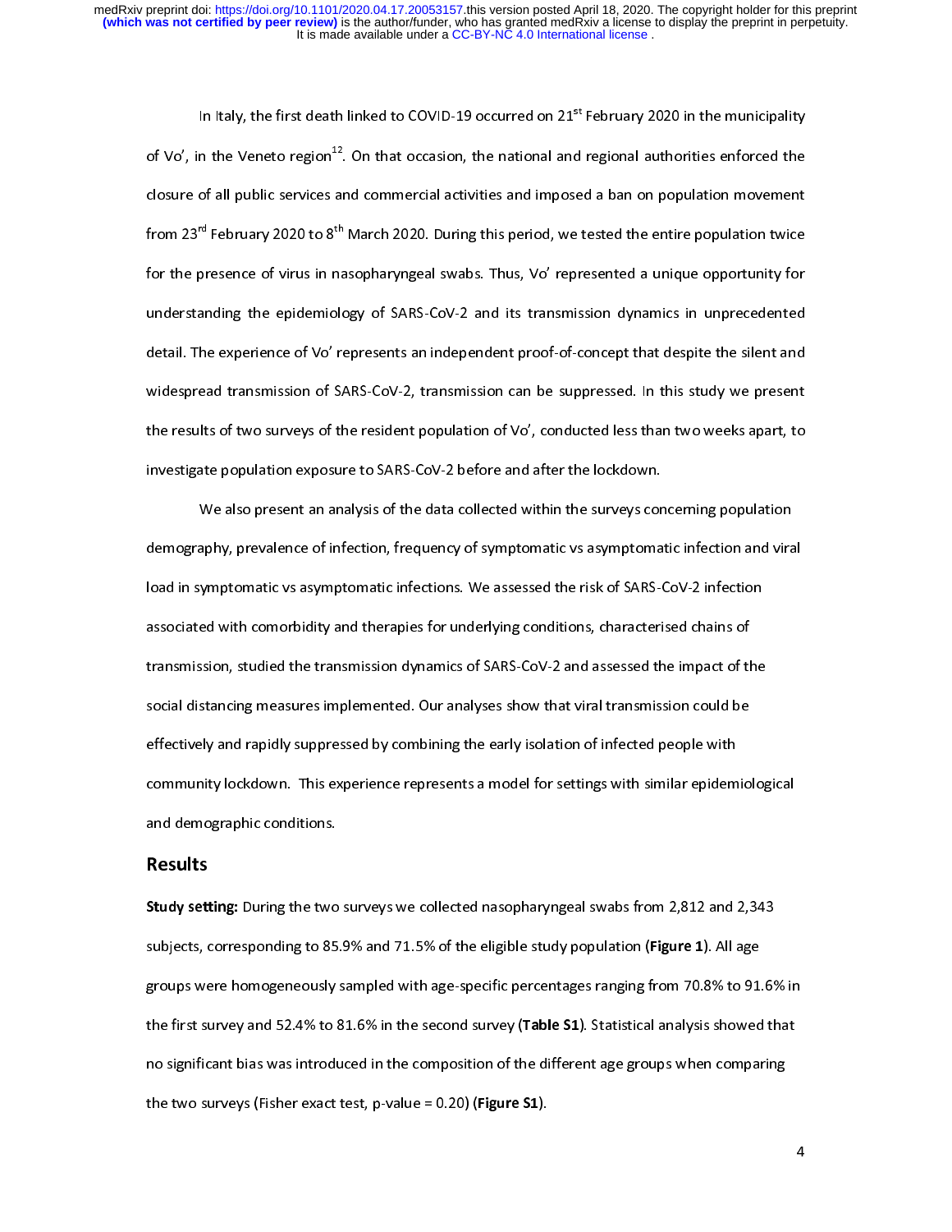In Italy, the first death linked to COVID-19 occurred on 21st February 2020 in the municipality of Vo', in the Veneto region[12]. On that occasion, the national and regional authorities enforced the closure of all public services and commercial activities and imposed a ban on population movement from 23rd February 2020 to 8th March 2020. During this period, we tested the entire population twice for the presence of virus in nasopharyngeal swabs. Thus, Vo' represented a unique opportunity for understanding the epidemiology of SARS-CoV-2 and its transmission dynamics in unprecedented detail. The experience of Vo' represents an independent proof-of-concept that despite the silent and widespread transmission of SARS-CoV-2, transmission can be suppressed. In this study we present the results of two surveys of the resident population of Vo', conducted less than two weeks apart, to investigate population exposure to SARS-CoV-2 before and after the lockdown.

We also present an analysis of the data collected within the surveys concerning population demography, prevalence of infection, frequency of symptomatic vs asymptomatic infection and viral load in symptomatic vs asymptomatic infections. We assessed the risk of SARS-CoV-2 infection associated with comorbidity and therapies for underlying conditions, characterised chains of transmission, studied the transmission dynamics of SARS-CoV-2 and assessed the impact of the social distancing measures implemented. Our analyses show that viral transmission could be effectively and rapidly suppressed by combining the early isolation of infected people with community lockdown. This experience represents a model for settings with similar epidemiological and demographic conditions.

## Results

**Study setting:** During the two surveys we collected nasopharyngeal swabs from 2,812 and 2,343 subjects, corresponding to 85.9% and 71.5% of the eligible study population (**Figure 1**). All age groups were homogeneously sampled with age-specific percentages ranging from 70.8% to 91.6% in the first survey and 52.4% to 81.6% in the second survey (**Table S1**). Statistical analysis showed that no significant bias was introduced in the composition of the different age groups when comparing the two surveys (Fisher exact test, p-value = 0.20) (**Figure S1**).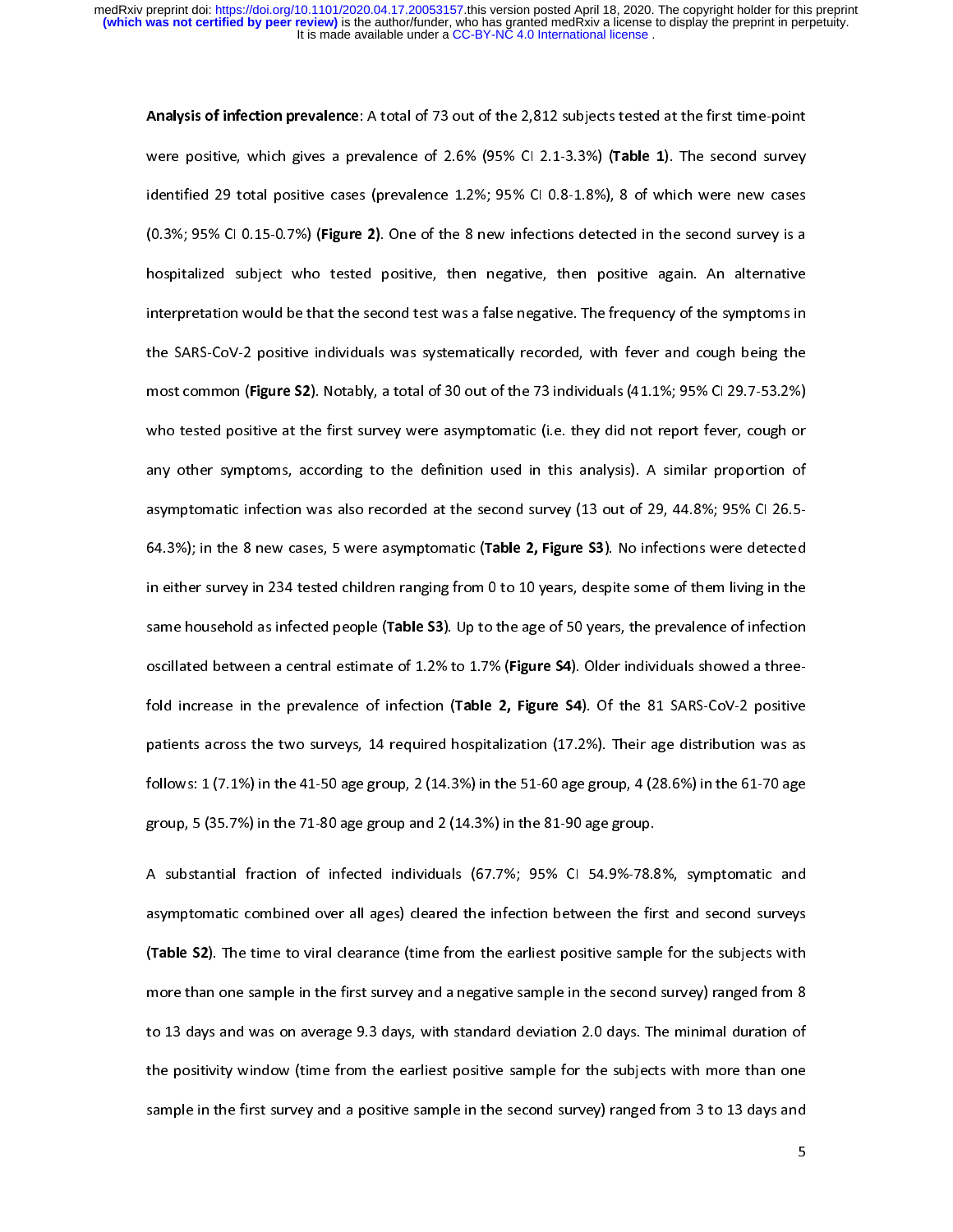**Analysis of infection prevalence**: A total of 73 out of the 2,812 subjects tested at the first time-point were positive, which gives a prevalence of 2.6% (95% CI 2.1-3.3%) (**Table 1**). The second survey identified 29 total positive cases (prevalence 1.2%; 95% CI 0.8-1.8%), 8 of which were new cases (0.3%; 95% CI 0.15-0.7%) (**Figure 2)**. One of the 8 new infections detected in the second survey is a hospitalized subject who tested positive, then negative, then positive again. An alternative interpretation would be that the second test was a false negative. The frequency of the symptoms in the SARS-CoV-2 positive individuals was systematically recorded, with fever and cough being the most common (**Figure S2**). Notably, a total of 30 out of the 73 individuals (41.1%; 95% CI 29.7-53.2%) who tested positive at the first survey were asymptomatic (i.e. they did not report fever, cough or any other symptoms, according to the definition used in this analysis). A similar proportion of asymptomatic infection was also recorded at the second survey (13 out of 29, 44.8%; 95% CI 26.5-64.3%); in the 8 new cases, 5 were asymptomatic (**Table 2, Figure S3**). No infections were detected in either survey in 234 tested children ranging from 0 to 10 years, despite some of them living in the same household as infected people (**Table S3**). Up to the age of 50 years, the prevalence of infection oscillated between a central estimate of 1.2% to 1.7% (**Figure S4**). Older individuals showed a three-fold increase in the prevalence of infection (**Table 2, Figure S4**). Of the 81 SARS-CoV-2 positive patients across the two surveys, 14 required hospitalization (17.2%). Their age distribution was as follows: 1 (7.1%) in the 41-50 age group, 2 (14.3%) in the 51-60 age group, 4 (28.6%) in the 61-70 age group, 5 (35.7%) in the 71-80 age group and 2 (14.3%) in the 81-90 age group.

A substantial fraction of infected individuals (67.7%; 95% CI 54.9%-78.8%, symptomatic and asymptomatic combined over all ages) cleared the infection between the first and second surveys (**Table S2**). The time to viral clearance (time from the earliest positive sample for the subjects with more than one sample in the first survey and a negative sample in the second survey) ranged from 8 to 13 days and was on average 9.3 days, with standard deviation 2.0 days. The minimal duration of the positivity window (time from the earliest positive sample for the subjects with more than one sample in the first survey and a positive sample in the second survey) ranged from 3 to 13 days and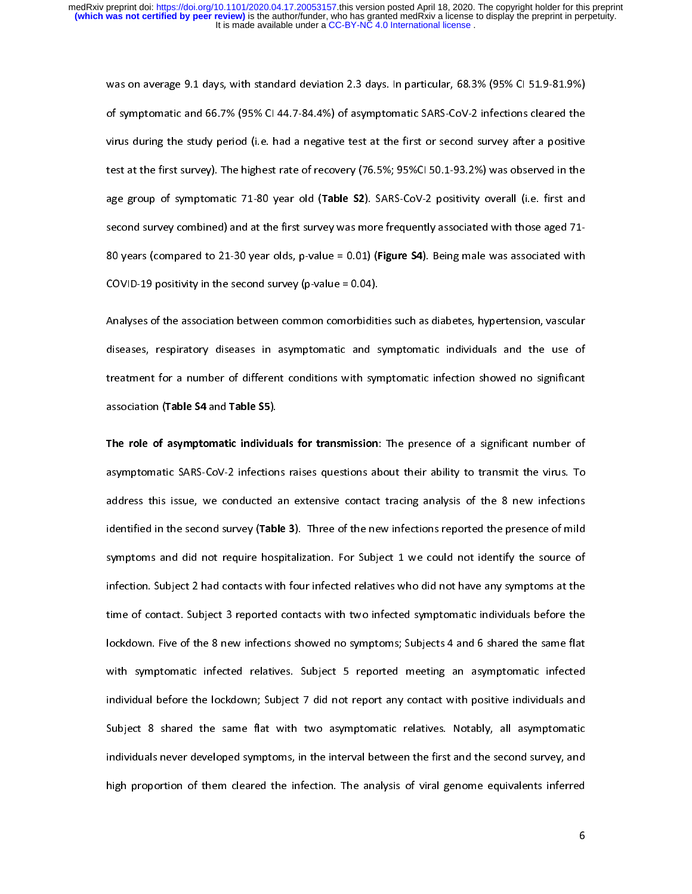was on average 9.1 days, with standard deviation 2.3 days. In particular, 68.3% (95% CI 51.9-81.9%) of symptomatic and 66.7% (95% CI 44.7-84.4%) of asymptomatic SARS-CoV-2 infections cleared the virus during the study period (i.e. had a negative test at the first or second survey after a positive test at the first survey). The highest rate of recovery (76.5%; 95%CI 50.1-93.2%) was observed in the age group of symptomatic 71-80 year old (**Table S2**). SARS-CoV-2 positivity overall (i.e. first and second survey combined) and at the first survey was more frequently associated with those aged 71-80 years (compared to 21-30 year olds, p-value = 0.01) (**Figure S4**). Being male was associated with COVID-19 positivity in the second survey (p-value = 0.04).

Analyses of the association between common comorbidities such as diabetes, hypertension, vascular diseases, respiratory diseases in asymptomatic and symptomatic individuals and the use of treatment for a number of different conditions with symptomatic infection showed no significant association (**Table S4** and **Table S5**).

**The role of asymptomatic individuals for transmission**: The presence of a significant number of asymptomatic SARS-CoV-2 infections raises questions about their ability to transmit the virus. To address this issue, we conducted an extensive contact tracing analysis of the 8 new infections identified in the second survey (**Table 3**). Three of the new infections reported the presence of mild symptoms and did not require hospitalization. For Subject 1 we could not identify the source of infection. Subject 2 had contacts with four infected relatives who did not have any symptoms at the time of contact. Subject 3 reported contacts with two infected symptomatic individuals before the lockdown. Five of the 8 new infections showed no symptoms; Subjects 4 and 6 shared the same flat with symptomatic infected relatives. Subject 5 reported meeting an asymptomatic infected individual before the lockdown; Subject 7 did not report any contact with positive individuals and Subject 8 shared the same flat with two asymptomatic relatives. Notably, all asymptomatic individuals never developed symptoms, in the interval between the first and the second survey, and high proportion of them cleared the infection. The analysis of viral genome equivalents inferred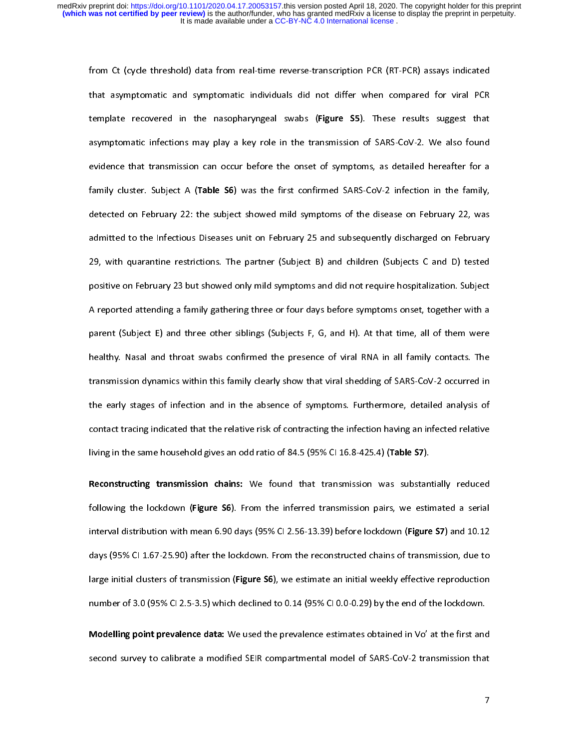from Ct (cycle threshold) data from real-time reverse-transcription PCR (RT-PCR) assays indicated that asymptomatic and symptomatic individuals did not differ when compared for viral PCR template recovered in the nasopharyngeal swabs (**Figure S5**). These results suggest that asymptomatic infections may play a key role in the transmission of SARS-CoV-2. We also found evidence that transmission can occur before the onset of symptoms, as detailed hereafter for a family cluster. Subject A (**Table S6**) was the first confirmed SARS-CoV-2 infection in the family, detected on February 22: the subject showed mild symptoms of the disease on February 22, was admitted to the Infectious Diseases unit on February 25 and subsequently discharged on February 29, with quarantine restrictions. The partner (Subject B) and children (Subjects C and D) tested positive on February 23 but showed only mild symptoms and did not require hospitalization. Subject A reported attending a family gathering three or four days before symptoms onset, together with a parent (Subject E) and three other siblings (Subjects F, G, and H). At that time, all of them were healthy. Nasal and throat swabs confirmed the presence of viral RNA in all family contacts. The transmission dynamics within this family clearly show that viral shedding of SARS-CoV-2 occurred in the early stages of infection and in the absence of symptoms. Furthermore, detailed analysis of contact tracing indicated that the relative risk of contracting the infection having an infected relative living in the same household gives an odd ratio of 84.5 (95% CI 16.8-425.4) (**Table S7**).

**Reconstructing transmission chains:** We found that transmission was substantially reduced following the lockdown (**Figure S6**). From the inferred transmission pairs, we estimated a serial interval distribution with mean 6.90 days (95% CI 2.56-13.39) before lockdown (**Figure S7**) and 10.12 days (95% CI 1.67-25.90) after the lockdown. From the reconstructed chains of transmission, due to large initial clusters of transmission (**Figure S6**), we estimate an initial weekly effective reproduction number of 3.0 (95% CI 2.5-3.5) which declined to 0.14 (95% CI 0.0-0.29) by the end of the lockdown.

**Modelling point prevalence data:** We used the prevalence estimates obtained in Vo' at the first and second survey to calibrate a modified SEIR compartmental model of SARS-CoV-2 transmission that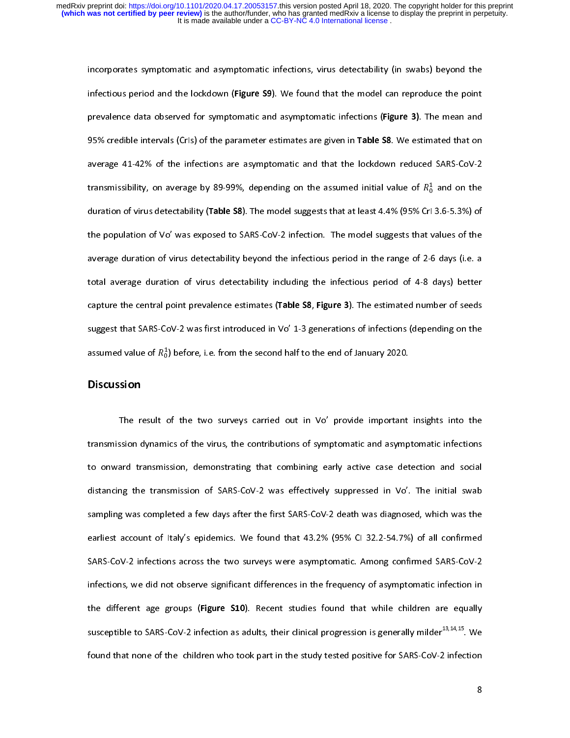incorporates symptomatic and asymptomatic infections, virus detectability (in swabs) beyond the infectious period and the lockdown (**Figure S9**). We found that the model can reproduce the point prevalence data observed for symptomatic and asymptomatic infections (**Figure 3)**. The mean and 95% credible intervals (CrIs) of the parameter estimates are given in **Table S8**. We estimated that on average 41-42% of the infections are asymptomatic and that the lockdown reduced SARS-CoV-2 transmissibility, on average by 89-99%, depending on the assumed initial value of $R_0^1$ and on the duration of virus detectability (**Table S8**). The model suggests that at least 4.4% (95% CrI 3.6-5.3%) of the population of Vo' was exposed to SARS-CoV-2 infection. The model suggests that values of the average duration of virus detectability beyond the infectious period in the range of 2-6 days (i.e. a total average duration of virus detectability including the infectious period of 4-8 days) better capture the central point prevalence estimates (**Table S8**, **Figure 3**). The estimated number of seeds suggest that SARS-CoV-2 was first introduced in Vo' 1-3 generations of infections (depending on the assumed value of $R_0^1$) before, i.e. from the second half to the end of January 2020.

## Discussion

The result of the two surveys carried out in Vo' provide important insights into the transmission dynamics of the virus, the contributions of symptomatic and asymptomatic infections to onward transmission, demonstrating that combining early active case detection and social distancing the transmission of SARS-CoV-2 was effectively suppressed in Vo'. The initial swab sampling was completed a few days after the first SARS-CoV-2 death was diagnosed, which was the earliest account of Italy's epidemics. We found that 43.2% (95% CI 32.2-54.7%) of all confirmed SARS-CoV-2 infections across the two surveys were asymptomatic. Among confirmed SARS-CoV-2 infections, we did not observe significant differences in the frequency of asymptomatic infection in the different age groups (**Figure S10**). Recent studies found that while children are equally susceptible to SARS-CoV-2 infection as adults, their clinical progression is generally milder[13,14,15]. We found that none of the children who took part in the study tested positive for SARS-CoV-2 infection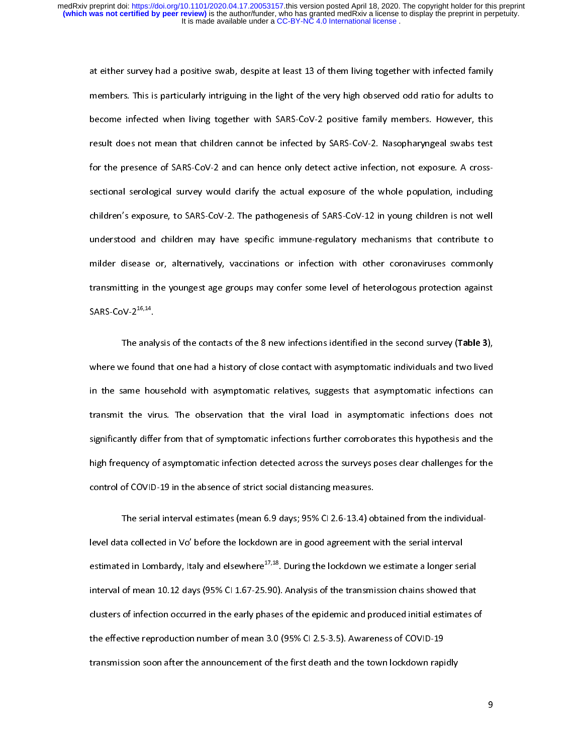at either survey had a positive swab, despite at least 13 of them living together with infected family members. This is particularly intriguing in the light of the very high observed odd ratio for adults to become infected when living together with SARS-CoV-2 positive family members. However, this result does not mean that children cannot be infected by SARS-CoV-2. Nasopharyngeal swabs test for the presence of SARS-CoV-2 and can hence only detect active infection, not exposure. A cross-sectional serological survey would clarify the actual exposure of the whole population, including children's exposure, to SARS-CoV-2. The pathogenesis of SARS-CoV-12 in young children is not well understood and children may have specific immune-regulatory mechanisms that contribute to milder disease or, alternatively, vaccinations or infection with other coronaviruses commonly transmitting in the youngest age groups may confer some level of heterologous protection against SARS-CoV-2[16,14].

The analysis of the contacts of the 8 new infections identified in the second survey (**Table 3**), where we found that one had a history of close contact with asymptomatic individuals and two lived in the same household with asymptomatic relatives, suggests that asymptomatic infections can transmit the virus. The observation that the viral load in asymptomatic infections does not significantly differ from that of symptomatic infections further corroborates this hypothesis and the high frequency of asymptomatic infection detected across the surveys poses clear challenges for the control of COVID-19 in the absence of strict social distancing measures.

The serial interval estimates (mean 6.9 days; 95% CI 2.6-13.4) obtained from the individual-level data collected in Vo' before the lockdown are in good agreement with the serial interval estimated in Lombardy, Italy and elsewhere[17,18]. During the lockdown we estimate a longer serial interval of mean 10.12 days (95% CI 1.67-25.90). Analysis of the transmission chains showed that clusters of infection occurred in the early phases of the epidemic and produced initial estimates of the effective reproduction number of mean 3.0 (95% CI 2.5-3.5). Awareness of COVID-19 transmission soon after the announcement of the first death and the town lockdown rapidly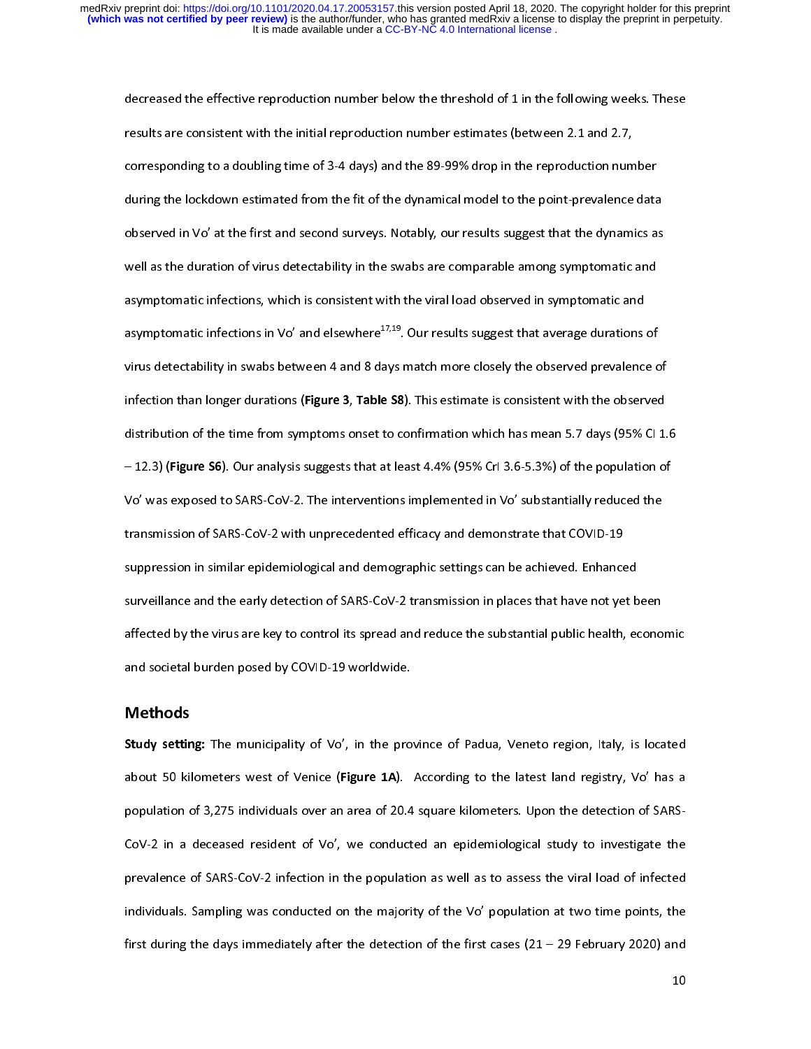decreased the effective reproduction number below the threshold of 1 in the following weeks. These results are consistent with the initial reproduction number estimates (between 2.1 and 2.7, corresponding to a doubling time of 3-4 days) and the 89-99% drop in the reproduction number during the lockdown estimated from the fit of the dynamical model to the point-prevalence data observed in Vo' at the first and second surveys. Notably, our results suggest that the dynamics as well as the duration of virus detectability in the swabs are comparable among symptomatic and asymptomatic infections, which is consistent with the viral load observed in symptomatic and asymptomatic infections in Vo' and elsewhere[17,19]. Our results suggest that average durations of virus detectability in swabs between 4 and 8 days match more closely the observed prevalence of infection than longer durations (**Figure 3**, **Table S8**). This estimate is consistent with the observed distribution of the time from symptoms onset to confirmation which has mean 5.7 days (95% CI 1.6 – 12.3) (**Figure S6**). Our analysis suggests that at least 4.4% (95% CrI 3.6-5.3%) of the population of Vo' was exposed to SARS-CoV-2. The interventions implemented in Vo' substantially reduced the transmission of SARS-CoV-2 with unprecedented efficacy and demonstrate that COVID-19 suppression in similar epidemiological and demographic settings can be achieved. Enhanced surveillance and the early detection of SARS-CoV-2 transmission in places that have not yet been affected by the virus are key to control its spread and reduce the substantial public health, economic and societal burden posed by COVID-19 worldwide.

## Methods

**Study setting:** The municipality of Vo', in the province of Padua, Veneto region, Italy, is located about 50 kilometers west of Venice (**Figure 1A**). According to the latest land registry, Vo' has a population of 3,275 individuals over an area of 20.4 square kilometers. Upon the detection of SARS-CoV-2 in a deceased resident of Vo', we conducted an epidemiological study to investigate the prevalence of SARS-CoV-2 infection in the population as well as to assess the viral load of infected individuals. Sampling was conducted on the majority of the Vo' population at two time points, the first during the days immediately after the detection of the first cases (21 – 29 February 2020) and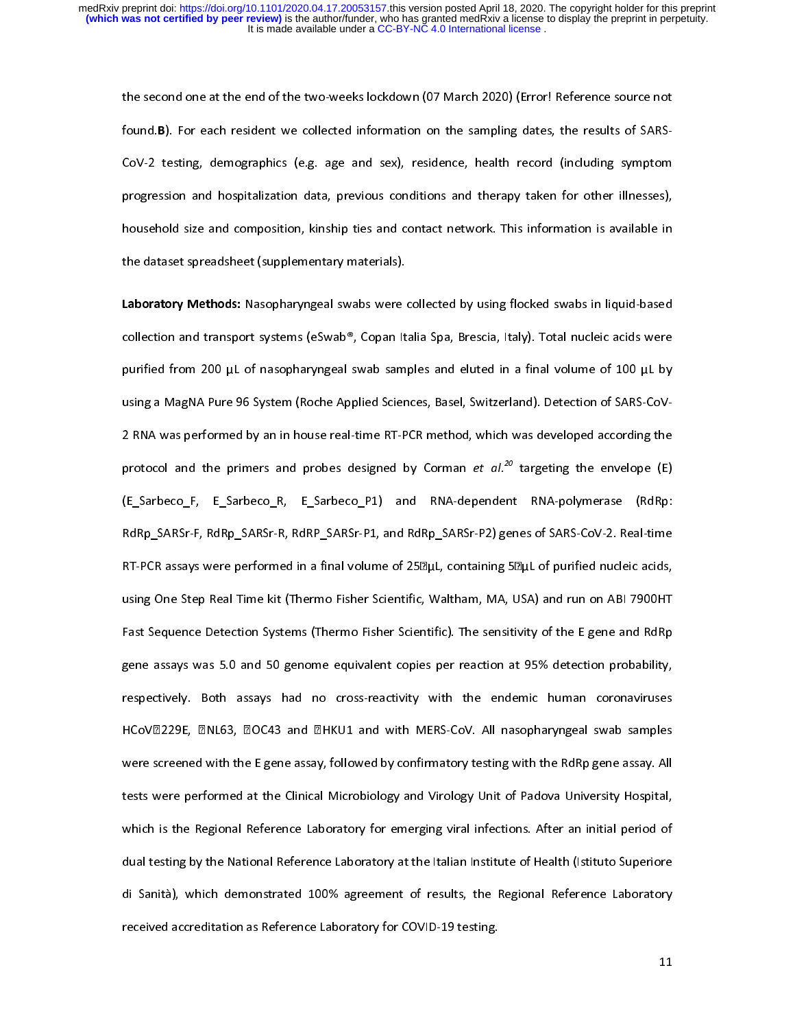the second one at the end of the two-weeks lockdown (07 March 2020) (Error! Reference source not found.**B**). For each resident we collected information on the sampling dates, the results of SARS-CoV-2 testing, demographics (e.g. age and sex), residence, health record (including symptom progression and hospitalization data, previous conditions and therapy taken for other illnesses), household size and composition, kinship ties and contact network. This information is available in the dataset spreadsheet (supplementary materials).

**Laboratory Methods:** Nasopharyngeal swabs were collected by using flocked swabs in liquid-based collection and transport systems (eSwab®, Copan Italia Spa, Brescia, Italy). Total nucleic acids were purified from 200 μL of nasopharyngeal swab samples and eluted in a final volume of 100 μL by using a MagNA Pure 96 System (Roche Applied Sciences, Basel, Switzerland). Detection of SARS-CoV-2 RNA was performed by an in house real-time RT-PCR method, which was developed according the protocol and the primers and probes designed by Corman *et al.*[20] targeting the envelope (E) (E_Sarbeco_F, E_Sarbeco_R, E_Sarbeco_P1) and RNA-dependent RNA-polymerase (RdRp: RdRp_SARSr-F, RdRp_SARSr-R, RdRP_SARSr-P1, and RdRp_SARSr-P2) genes of SARS-CoV-2. Real-time RT-PCR assays were performed in a final volume of 25 μL, containing 5 μL of purified nucleic acids, using One Step Real Time kit (Thermo Fisher Scientific, Waltham, MA, USA) and run on ABI 7900HT Fast Sequence Detection Systems (Thermo Fisher Scientific). The sensitivity of the E gene and RdRp gene assays was 5.0 and 50 genome equivalent copies per reaction at 95% detection probability, respectively. Both assays had no cross-reactivity with the endemic human coronaviruses HCoV 229E, NL63, OC43 and HKU1 and with MERS-CoV. All nasopharyngeal swab samples were screened with the E gene assay, followed by confirmatory testing with the RdRp gene assay. All tests were performed at the Clinical Microbiology and Virology Unit of Padova University Hospital, which is the Regional Reference Laboratory for emerging viral infections. After an initial period of dual testing by the National Reference Laboratory at the Italian Institute of Health (Istituto Superiore di Sanità), which demonstrated 100% agreement of results, the Regional Reference Laboratory received accreditation as Reference Laboratory for COVID-19 testing.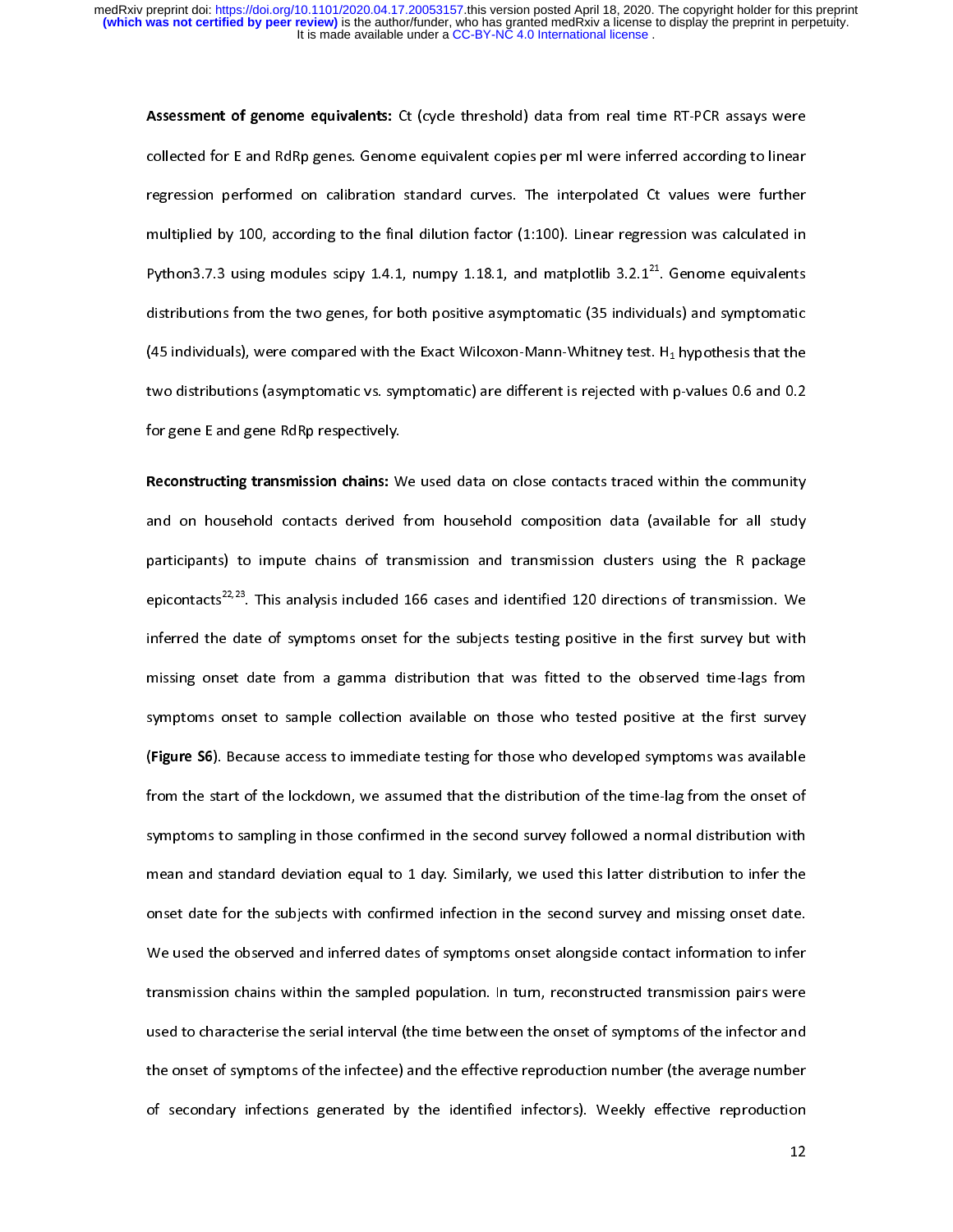**Assessment of genome equivalents:** Ct (cycle threshold) data from real time RT-PCR assays were collected for E and RdRp genes. Genome equivalent copies per ml were inferred according to linear regression performed on calibration standard curves. The interpolated Ct values were further multiplied by 100, according to the final dilution factor (1:100). Linear regression was calculated in Python3.7.3 using modules scipy 1.4.1, numpy 1.18.1, and matplotlib 3.2.1[21]. Genome equivalents distributions from the two genes, for both positive asymptomatic (35 individuals) and symptomatic (45 individuals), were compared with the Exact Wilcoxon-Mann-Whitney test. $H_1$ hypothesis that the two distributions (asymptomatic vs. symptomatic) are different is rejected with p-values 0.6 and 0.2 for gene E and gene RdRp respectively.

**Reconstructing transmission chains:** We used data on close contacts traced within the community and on household contacts derived from household composition data (available for all study participants) to impute chains of transmission and transmission clusters using the R package epicontacts[22,23]. This analysis included 166 cases and identified 120 directions of transmission. We inferred the date of symptoms onset for the subjects testing positive in the first survey but with missing onset date from a gamma distribution that was fitted to the observed time-lags from symptoms onset to sample collection available on those who tested positive at the first survey (**Figure S6**). Because access to immediate testing for those who developed symptoms was available from the start of the lockdown, we assumed that the distribution of the time-lag from the onset of symptoms to sampling in those confirmed in the second survey followed a normal distribution with mean and standard deviation equal to 1 day. Similarly, we used this latter distribution to infer the onset date for the subjects with confirmed infection in the second survey and missing onset date. We used the observed and inferred dates of symptoms onset alongside contact information to infer transmission chains within the sampled population. In turn, reconstructed transmission pairs were used to characterise the serial interval (the time between the onset of symptoms of the infector and the onset of symptoms of the infectee) and the effective reproduction number (the average number of secondary infections generated by the identified infectors). Weekly effective reproduction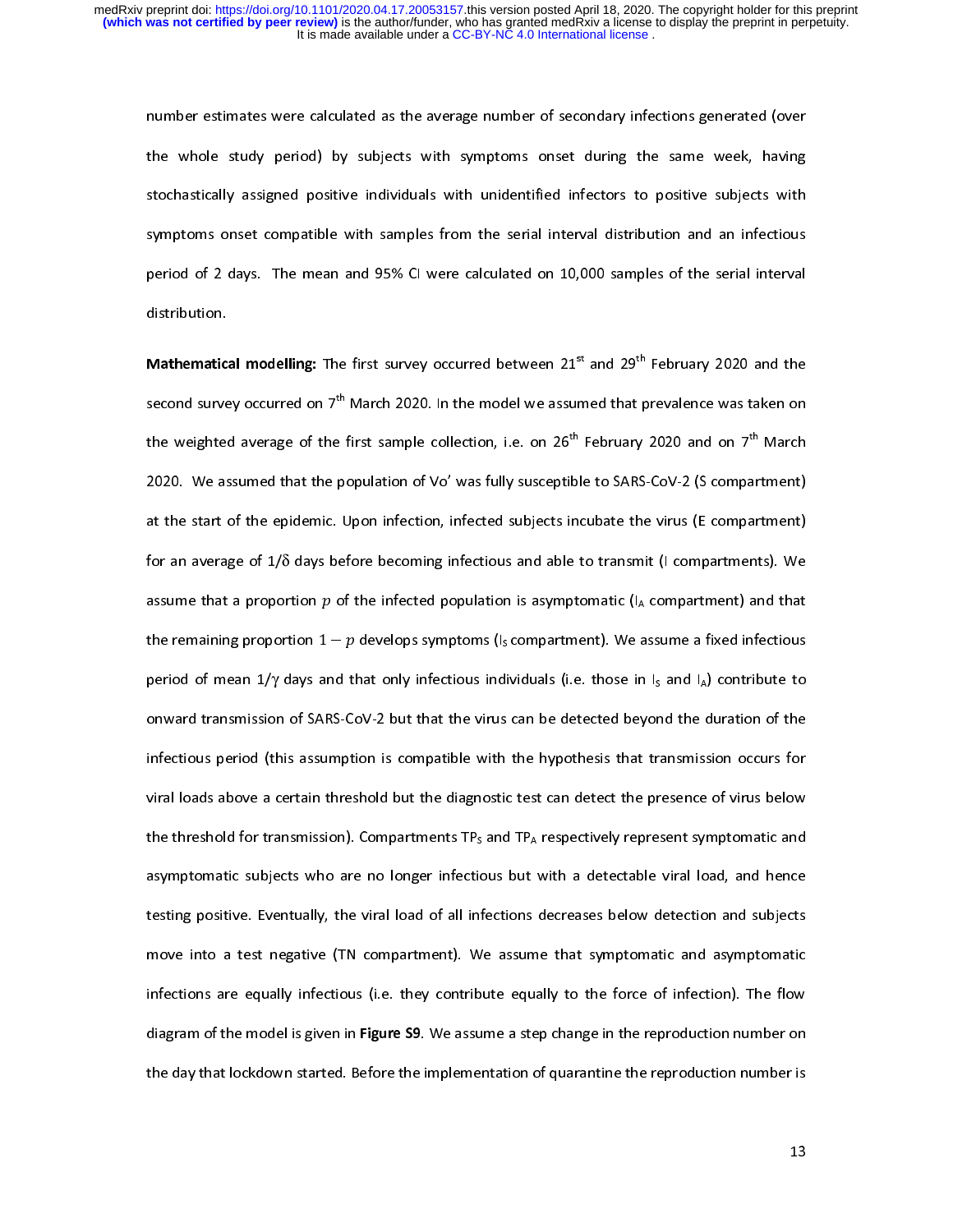number estimates were calculated as the average number of secondary infections generated (over the whole study period) by subjects with symptoms onset during the same week, having stochastically assigned positive individuals with unidentified infectors to positive subjects with symptoms onset compatible with samples from the serial interval distribution and an infectious period of 2 days. The mean and 95% CI were calculated on 10,000 samples of the serial interval distribution.

**Mathematical modelling:** The first survey occurred between 21st and 29th February 2020 and the second survey occurred on 7th March 2020. In the model we assumed that prevalence was taken on the weighted average of the first sample collection, i.e. on 26th February 2020 and on 7th March 2020. We assumed that the population of Vo' was fully susceptible to SARS-CoV-2 (S compartment) at the start of the epidemic. Upon infection, infected subjects incubate the virus (E compartment) for an average of $1/\delta$ days before becoming infectious and able to transmit (I compartments). We assume that a proportion $p$ of the infected population is asymptomatic ($I_A$ compartment) and that the remaining proportion $1-p$ develops symptoms ($I_S$ compartment). We assume a fixed infectious period of mean $1/\gamma$ days and that only infectious individuals (i.e. those in $I_S$ and $I_A$) contribute to onward transmission of SARS-CoV-2 but that the virus can be detected beyond the duration of the infectious period (this assumption is compatible with the hypothesis that transmission occurs for viral loads above a certain threshold but the diagnostic test can detect the presence of virus below the threshold for transmission). Compartments $TP_S$ and $TP_A$ respectively represent symptomatic and asymptomatic subjects who are no longer infectious but with a detectable viral load, and hence testing positive. Eventually, the viral load of all infections decreases below detection and subjects move into a test negative (TN compartment). We assume that symptomatic and asymptomatic infections are equally infectious (i.e. they contribute equally to the force of infection). The flow diagram of the model is given in **Figure S9**. We assume a step change in the reproduction number on the day that lockdown started. Before the implementation of quarantine the reproduction number is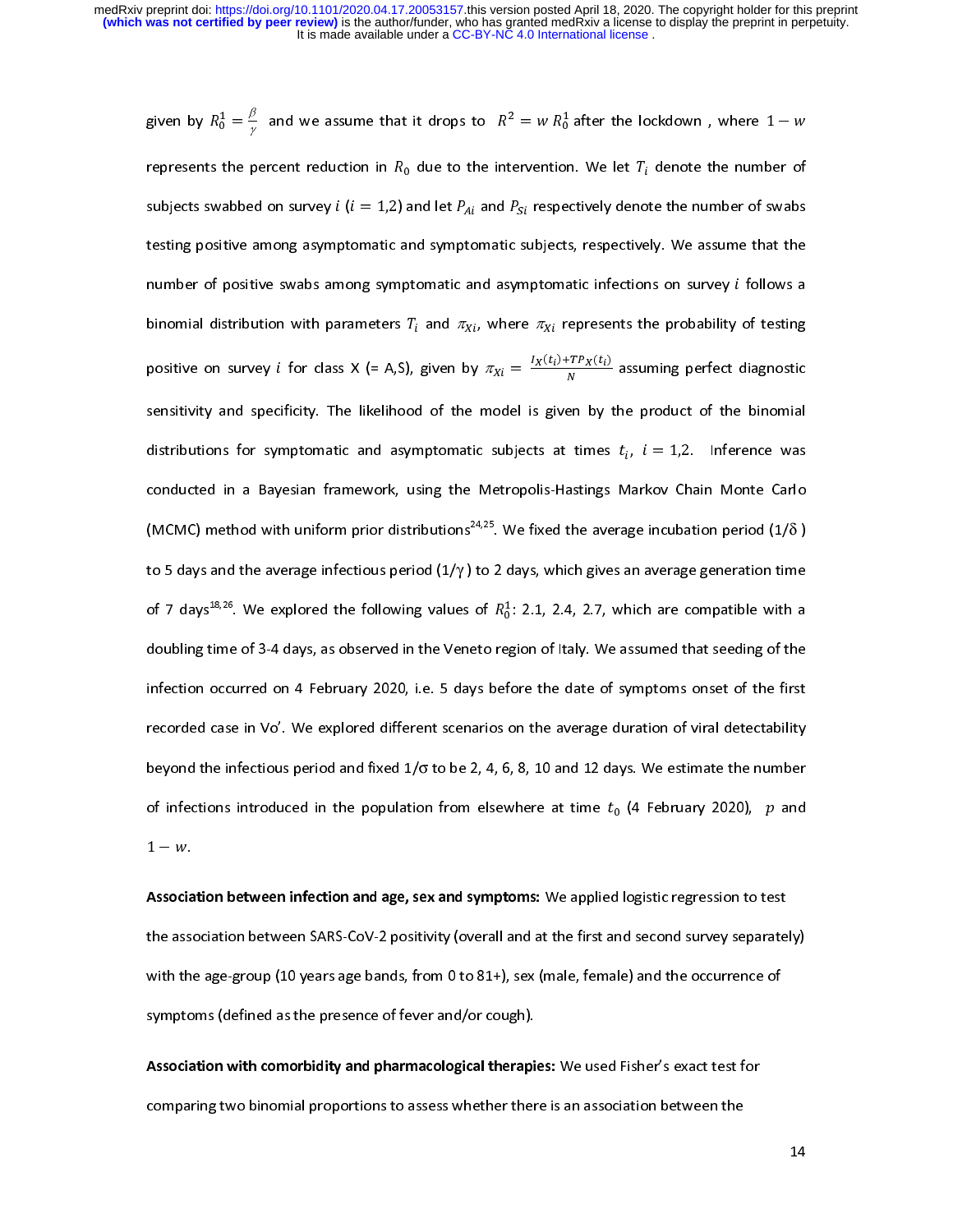given by $R_0^1 = \frac{\beta}{\gamma}$ and we assume that it drops to $R^2 = w\, R_0^1$ after the lockdown , where $1 - w$ represents the percent reduction in $R_0$ due to the intervention. We let $T_i$ denote the number of subjects swabbed on survey $i$ ($i = 1,2$) and let $P_{Ai}$ and $P_{Si}$ respectively denote the number of swabs testing positive among asymptomatic and symptomatic subjects, respectively. We assume that the number of positive swabs among symptomatic and asymptomatic infections on survey $i$ follows a binomial distribution with parameters $T_i$ and $\pi_{Xi}$, where $\pi_{Xi}$ represents the probability of testing positive on survey $i$ for class X (= A,S), given by $\pi_{Xi} = \frac{I_X(t_i)+TP_X(t_i)}{N}$ assuming perfect diagnostic sensitivity and specificity. The likelihood of the model is given by the product of the binomial distributions for symptomatic and asymptomatic subjects at times $t_i$, $i = 1,2$. Inference was conducted in a Bayesian framework, using the Metropolis-Hastings Markov Chain Monte Carlo (MCMC) method with uniform prior distributions[24,25]. We fixed the average incubation period ($1/\delta$) to 5 days and the average infectious period ($1/\gamma$) to 2 days, which gives an average generation time of 7 days[18,26]. We explored the following values of $R_0^1$: 2.1, 2.4, 2.7, which are compatible with a doubling time of 3-4 days, as observed in the Veneto region of Italy. We assumed that seeding of the infection occurred on 4 February 2020, i.e. 5 days before the date of symptoms onset of the first recorded case in Vo'. We explored different scenarios on the average duration of viral detectability beyond the infectious period and fixed $1/\sigma$ to be 2, 4, 6, 8, 10 and 12 days. We estimate the number of infections introduced in the population from elsewhere at time $t_0$ (4 February 2020), $p$ and $1 - w$.

**Association between infection and age, sex and symptoms:** We applied logistic regression to test the association between SARS-CoV-2 positivity (overall and at the first and second survey separately) with the age-group (10 years age bands, from 0 to 81+), sex (male, female) and the occurrence of symptoms (defined as the presence of fever and/or cough).

**Association with comorbidity and pharmacological therapies:** We used Fisher's exact test for comparing two binomial proportions to assess whether there is an association between the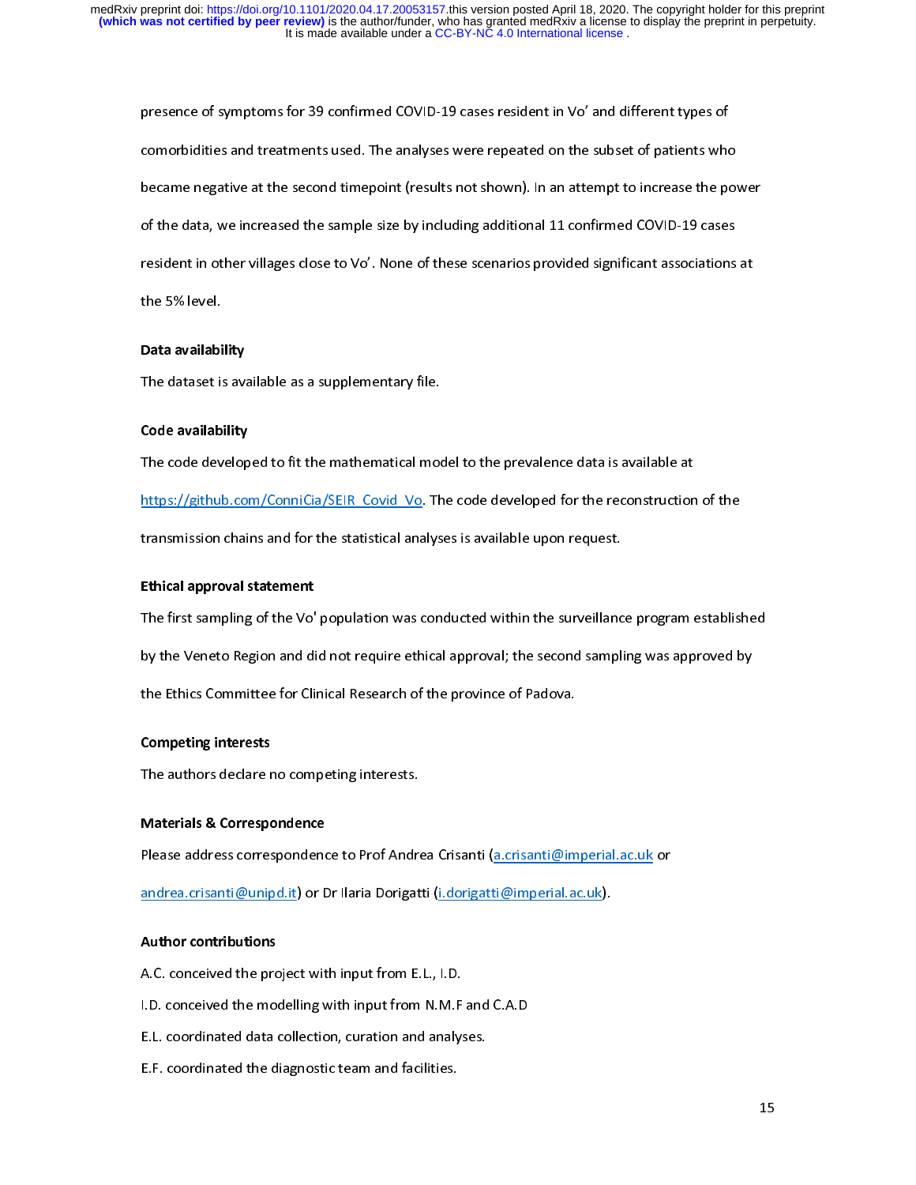presence of symptoms for 39 confirmed COVID-19 cases resident in Vo' and different types of comorbidities and treatments used. The analyses were repeated on the subset of patients who became negative at the second timepoint (results not shown). In an attempt to increase the power of the data, we increased the sample size by including additional 11 confirmed COVID-19 cases resident in other villages close to Vo'. None of these scenarios provided significant associations at the 5% level.

**Data availability**

The dataset is available as a supplementary file.

**Code availability**

The code developed to fit the mathematical model to the prevalence data is available at https://github.com/ConniCia/SEIR_Covid_Vo. The code developed for the reconstruction of the transmission chains and for the statistical analyses is available upon request.

**Ethical approval statement**

The first sampling of the Vo' population was conducted within the surveillance program established by the Veneto Region and did not require ethical approval; the second sampling was approved by the Ethics Committee for Clinical Research of the province of Padova.

**Competing interests**

The authors declare no competing interests.

**Materials & Correspondence**

Please address correspondence to Prof Andrea Crisanti (a.crisanti@imperial.ac.uk or andrea.crisanti@unipd.it) or Dr Ilaria Dorigatti (i.dorigatti@imperial.ac.uk).

**Author contributions**

A.C. conceived the project with input from E.L., I.D.

I.D. conceived the modelling with input from N.M.F and C.A.D

E.L. coordinated data collection, curation and analyses.

E.F. coordinated the diagnostic team and facilities.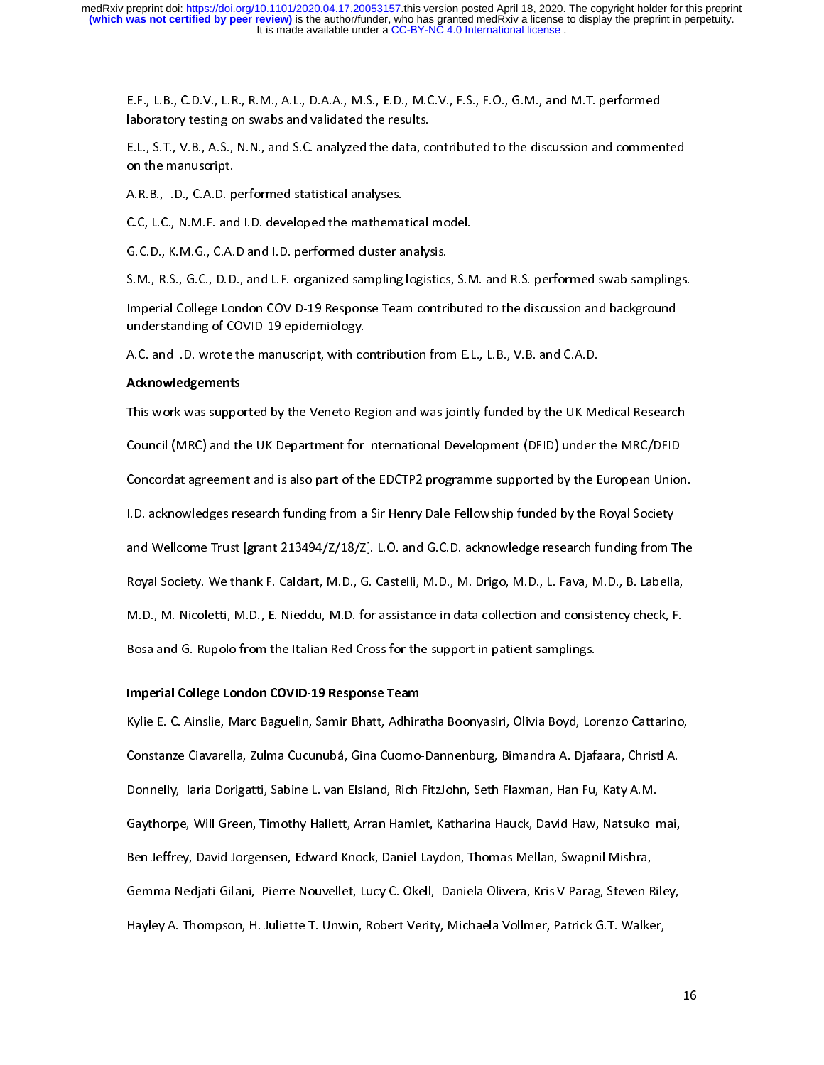E.F., L.B., C.D.V., L.R., R.M., A.L., D.A.A., M.S., E.D., M.C.V., F.S., F.O., G.M., and M.T. performed laboratory testing on swabs and validated the results.

E.L., S.T., V.B., A.S., N.N., and S.C. analyzed the data, contributed to the discussion and commented on the manuscript.

A.R.B., I.D., C.A.D. performed statistical analyses.

C.C, L.C., N.M.F. and I.D. developed the mathematical model.

G.C.D., K.M.G., C.A.D and I.D. performed cluster analysis.

S.M., R.S., G.C., D.D., and L.F. organized sampling logistics, S.M. and R.S. performed swab samplings.

Imperial College London COVID-19 Response Team contributed to the discussion and background understanding of COVID-19 epidemiology.

A.C. and I.D. wrote the manuscript, with contribution from E.L., L.B., V.B. and C.A.D.

**Acknowledgements**

This work was supported by the Veneto Region and was jointly funded by the UK Medical Research Council (MRC) and the UK Department for International Development (DFID) under the MRC/DFID Concordat agreement and is also part of the EDCTP2 programme supported by the European Union. I.D. acknowledges research funding from a Sir Henry Dale Fellowship funded by the Royal Society and Wellcome Trust [grant 213494/Z/18/Z]. L.O. and G.C.D. acknowledge research funding from The Royal Society. We thank F. Caldart, M.D., G. Castelli, M.D., M. Drigo, M.D., L. Fava, M.D., B. Labella, M.D., M. Nicoletti, M.D., E. Nieddu, M.D. for assistance in data collection and consistency check, F. Bosa and G. Rupolo from the Italian Red Cross for the support in patient samplings.

**Imperial College London COVID-19 Response Team**

Kylie E. C. Ainslie, Marc Baguelin, Samir Bhatt, Adhiratha Boonyasiri, Olivia Boyd, Lorenzo Cattarino, Constanze Ciavarella, Zulma Cucunubá, Gina Cuomo-Dannenburg, Bimandra A. Djafaara, Christl A. Donnelly, Ilaria Dorigatti, Sabine L. van Elsland, Rich FitzJohn, Seth Flaxman, Han Fu, Katy A.M. Gaythorpe, Will Green, Timothy Hallett, Arran Hamlet, Katharina Hauck, David Haw, Natsuko Imai, Ben Jeffrey, David Jorgensen, Edward Knock, Daniel Laydon, Thomas Mellan, Swapnil Mishra, Gemma Nedjati-Gilani, Pierre Nouvellet, Lucy C. Okell, Daniela Olivera, Kris V Parag, Steven Riley, Hayley A. Thompson, H. Juliette T. Unwin, Robert Verity, Michaela Vollmer, Patrick G.T. Walker,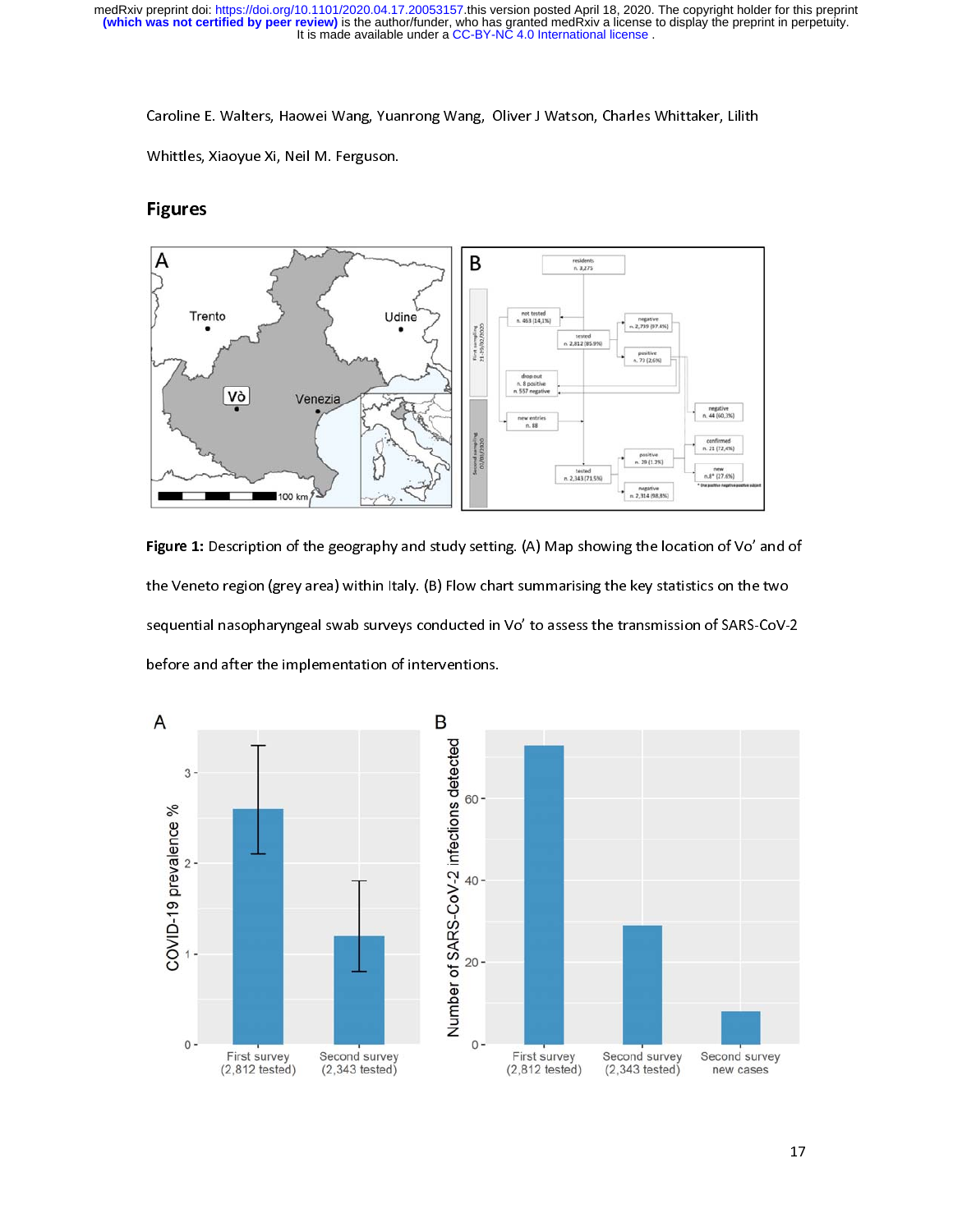Caroline E. Walters, Haowei Wang, Yuanrong Wang, Oliver J Watson, Charles Whittaker, Lilith Whittles, Xiaoyue Xi, Neil M. Ferguson.

## Figures

**Figure 1:** Description of the geography and study setting. (A) Map showing the location of Vo' and of the Veneto region (grey area) within Italy. (B) Flow chart summarising the key statistics on the two sequential nasopharyngeal swab surveys conducted in Vo' to assess the transmission of SARS-CoV-2 before and after the implementation of interventions.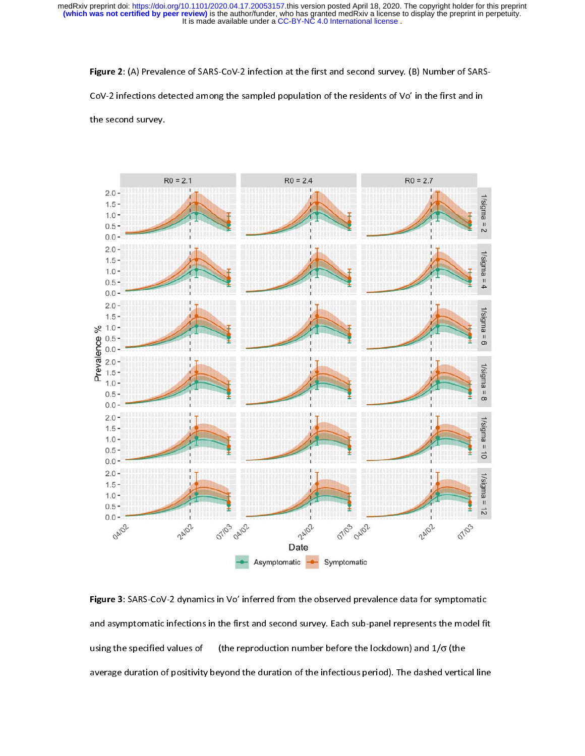**Figure 2**: (A) Prevalence of SARS-CoV-2 infection at the first and second survey. (B) Number of SARS-CoV-2 infections detected among the sampled population of the residents of Vo' in the first and in the second survey.

**Figure 3**: SARS-CoV-2 dynamics in Vo' inferred from the observed prevalence data for symptomatic and asymptomatic infections in the first and second survey. Each sub-panel represents the model fit using the specified values of (the reproduction number before the lockdown) and $1/\sigma$ (the average duration of positivity beyond the duration of the infectious period). The dashed vertical line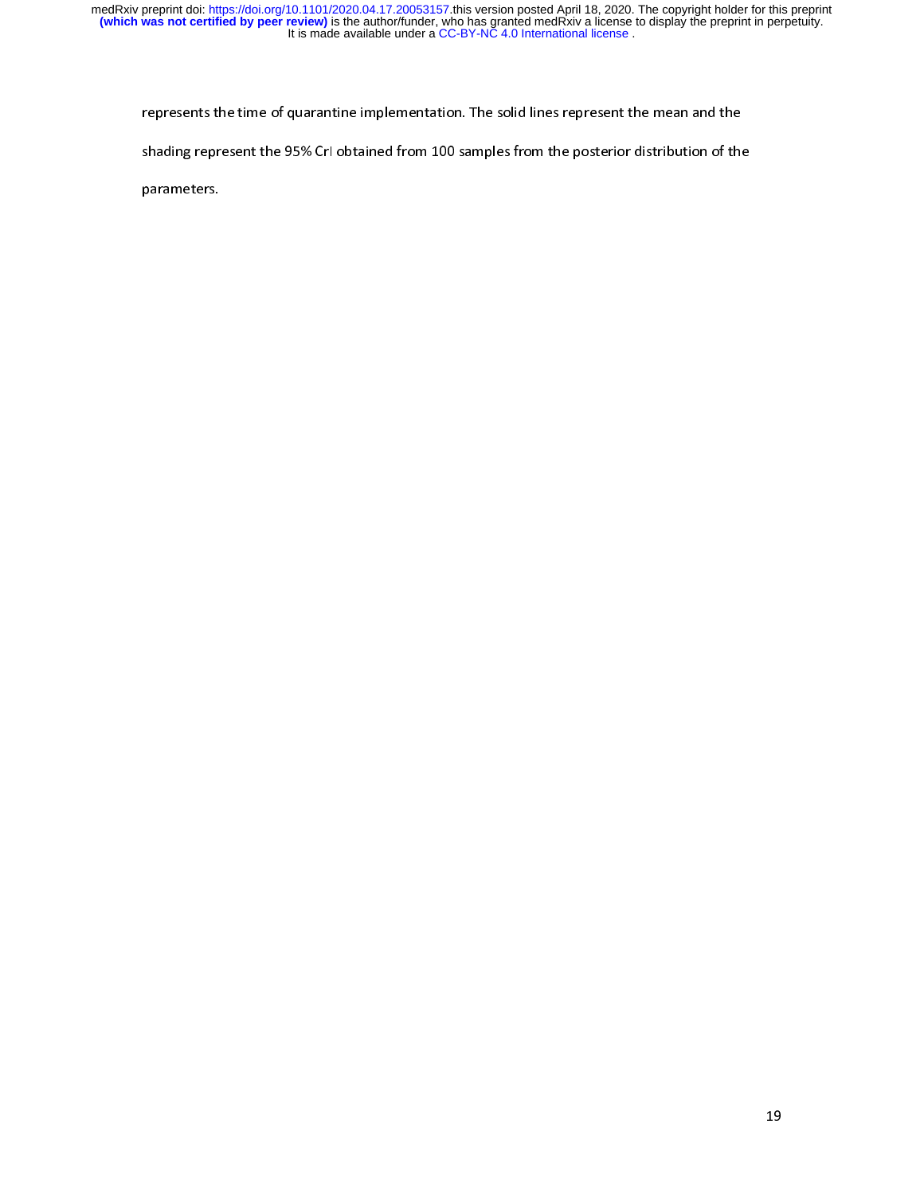represents the time of quarantine implementation. The solid lines represent the mean and the shading represent the 95% CrI obtained from 100 samples from the posterior distribution of the parameters.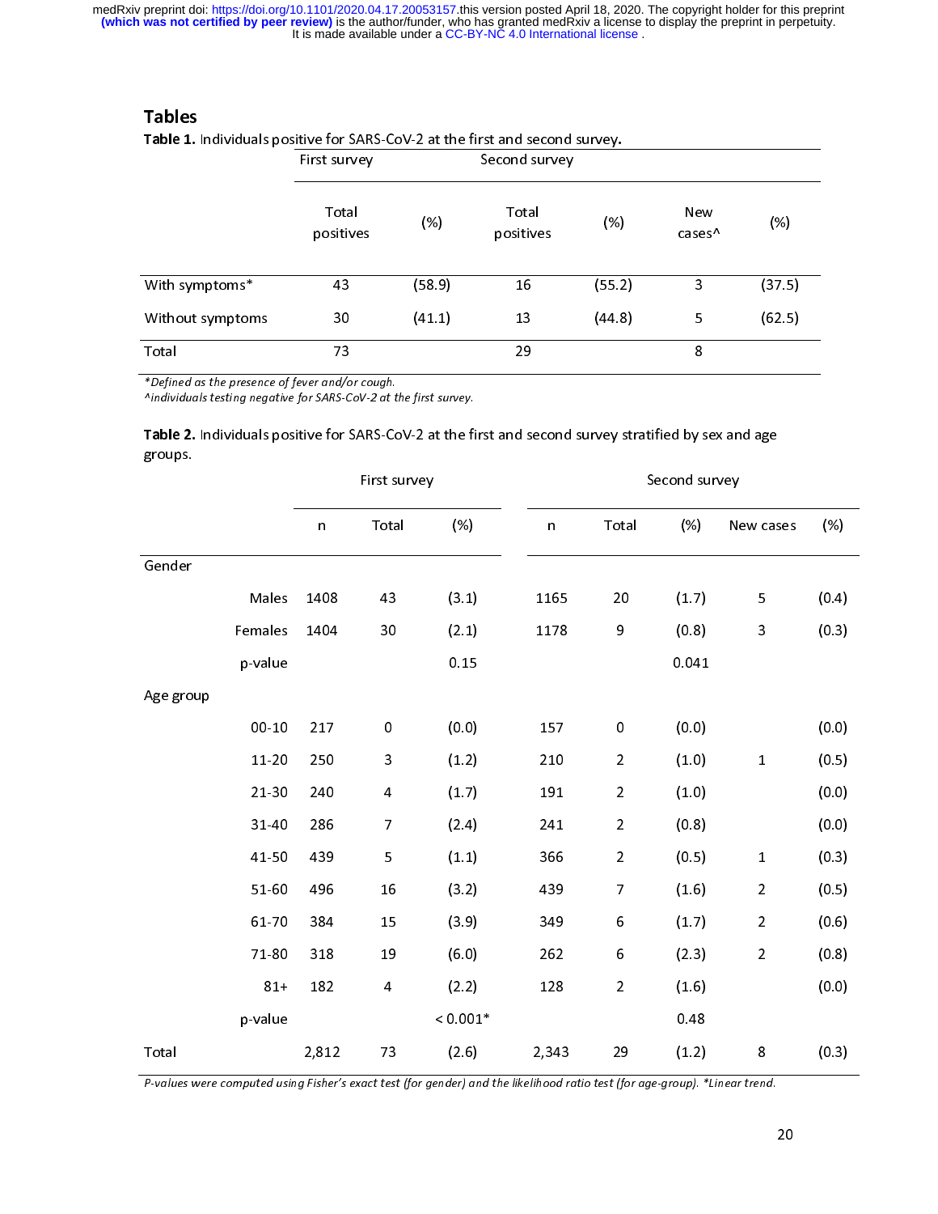## Tables

**Table 1.** Individuals positive for SARS-CoV-2 at the first and second survey.

| | First survey | | Second survey | | | |
|---|---|---|---|---|---|---|
| | Total positives | (%) | Total positives | (%) | New cases^ | (%) |
| With symptoms* | 43 | (58.9) | 16 | (55.2) | 3 | (37.5) |
| Without symptoms | 30 | (41.1) | 13 | (44.8) | 5 | (62.5) |
| Total | 73 | | 29 | | 8 | |

*\*Defined as the presence of fever and/or cough.*
*^individuals testing negative for SARS-CoV-2 at the first survey.*

**Table 2.** Individuals positive for SARS-CoV-2 at the first and second survey stratified by sex and age groups.

| | First survey | | | Second survey | | | | |
|---|---|---|---|---|---|---|---|---|
| | n | Total | (%) | n | Total | (%) | New cases | (%) |
| Gender | | | | | | | | |
| Males | 1408 | 43 | (3.1) | 1165 | 20 | (1.7) | 5 | (0.4) |
| Females | 1404 | 30 | (2.1) | 1178 | 9 | (0.8) | 3 | (0.3) |
| p-value | | | 0.15 | | | 0.041 | | |
| Age group | | | | | | | | |
| 00-10 | 217 | 0 | (0.0) | 157 | 0 | (0.0) | | (0.0) |
| 11-20 | 250 | 3 | (1.2) | 210 | 2 | (1.0) | 1 | (0.5) |
| 21-30 | 240 | 4 | (1.7) | 191 | 2 | (1.0) | | (0.0) |
| 31-40 | 286 | 7 | (2.4) | 241 | 2 | (0.8) | | (0.0) |
| 41-50 | 439 | 5 | (1.1) | 366 | 2 | (0.5) | 1 | (0.3) |
| 51-60 | 496 | 16 | (3.2) | 439 | 7 | (1.6) | 2 | (0.5) |
| 61-70 | 384 | 15 | (3.9) | 349 | 6 | (1.7) | 2 | (0.6) |
| 71-80 | 318 | 19 | (6.0) | 262 | 6 | (2.3) | 2 | (0.8) |
| 81+ | 182 | 4 | (2.2) | 128 | 2 | (1.6) | | (0.0) |
| p-value | | | < 0.001* | | | 0.48 | | |
| Total | 2,812 | 73 | (2.6) | 2,343 | 29 | (1.2) | 8 | (0.3) |

*P-values were computed using Fisher's exact test (for gender) and the likelihood ratio test (for age-group). \*Linear trend.*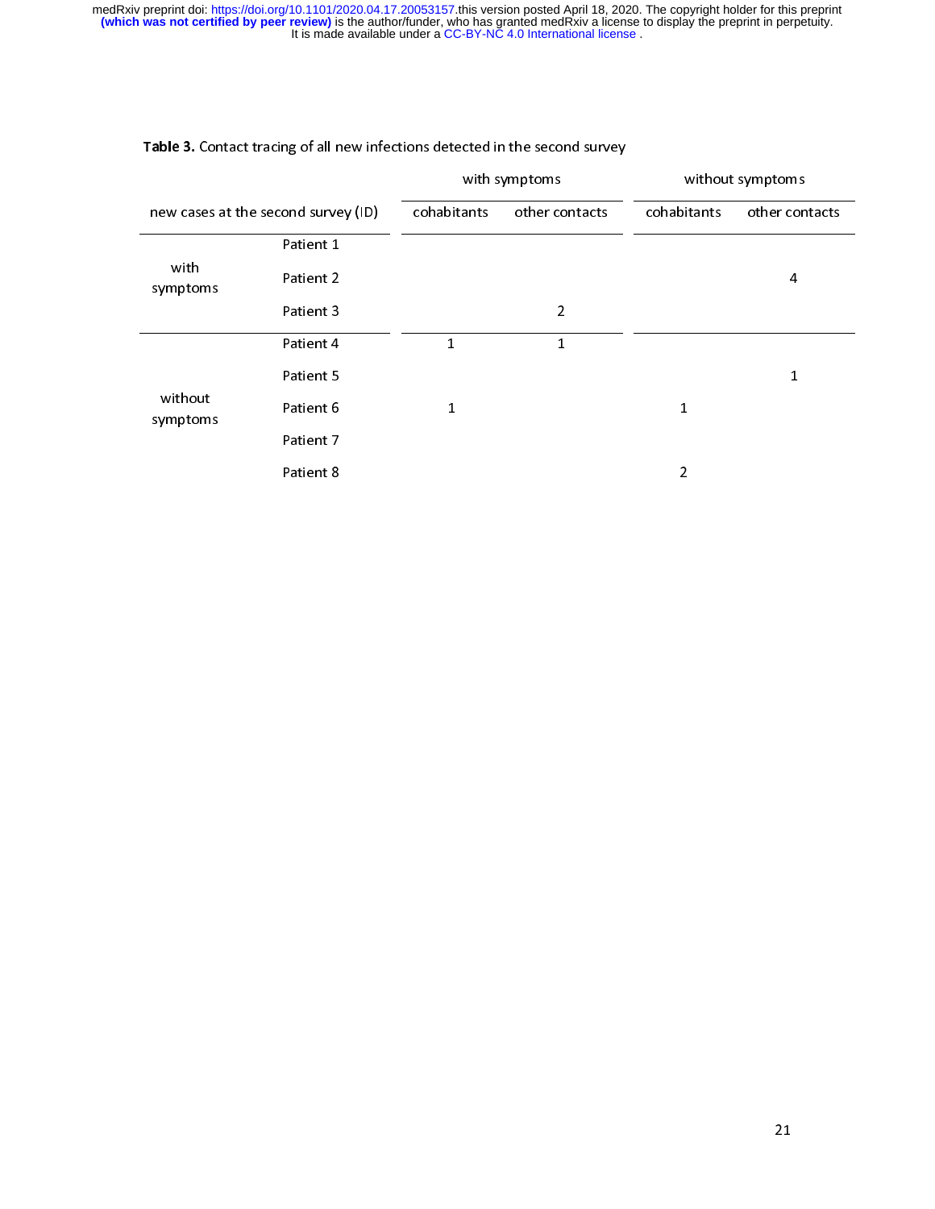**Table 3.** Contact tracing of all new infections detected in the second survey

| new cases at the second survey (ID) | | with symptoms | | without symptoms | |
|---|---|---|---|---|---|
| | | cohabitants | other contacts | cohabitants | other contacts |
| with symptoms | Patient 1 | | | | |
| | Patient 2 | | | | 4 |
| | Patient 3 | | 2 | | |
| without symptoms | Patient 4 | 1 | 1 | | |
| | Patient 5 | | | | 1 |
| | Patient 6 | 1 | | 1 | |
| | Patient 7 | | | | |
| | Patient 8 | | | 2 | |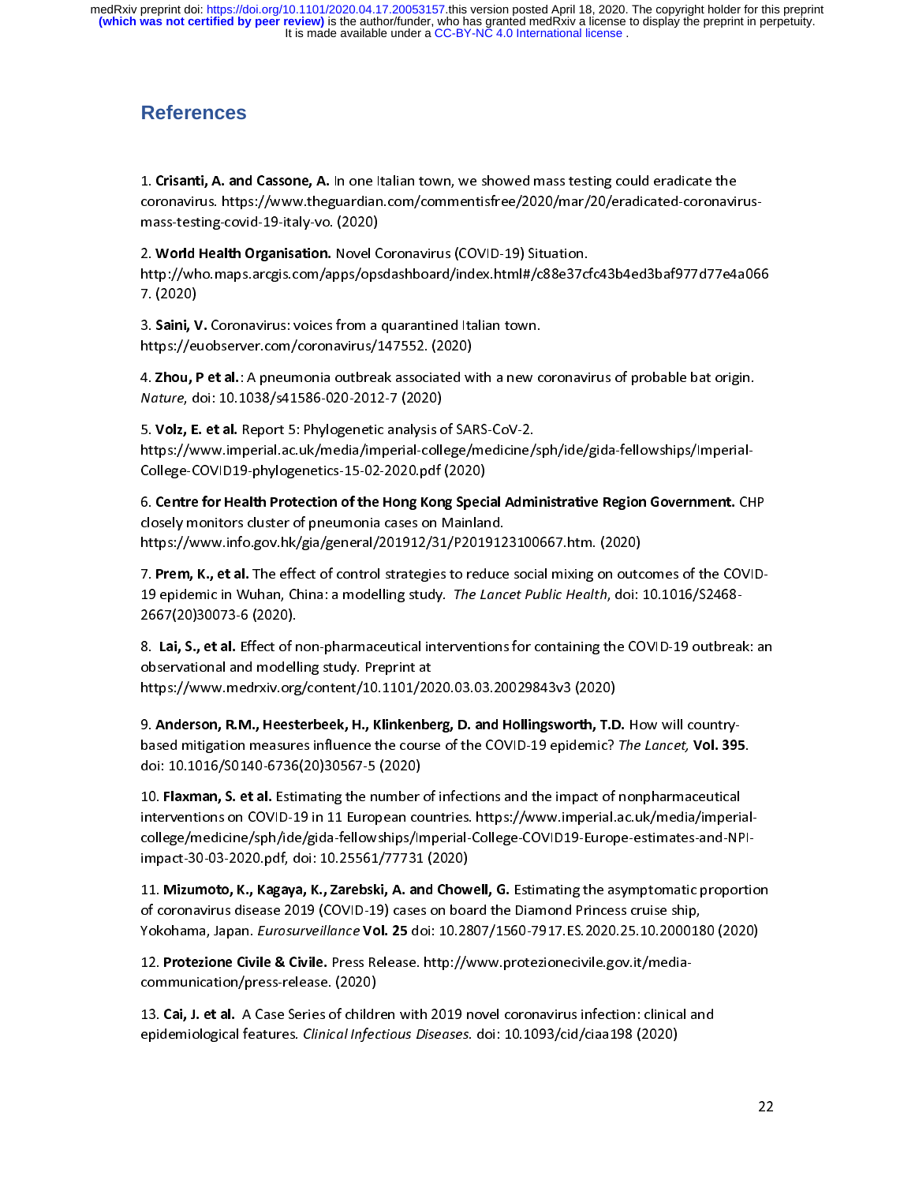# References

1. **Crisanti, A. and Cassone, A.** In one Italian town, we showed mass testing could eradicate the coronavirus. https://www.theguardian.com/commentisfree/2020/mar/20/eradicated-coronavirus-mass-testing-covid-19-italy-vo. (2020)

2. **World Health Organisation.** Novel Coronavirus (COVID-19) Situation. http://who.maps.arcgis.com/apps/opsdashboard/index.html#/c88e37cfc43b4ed3baf977d77e4a0667. (2020)

3. **Saini, V.** Coronavirus: voices from a quarantined Italian town. https://euobserver.com/coronavirus/147552. (2020)

4. **Zhou, P et al.**: A pneumonia outbreak associated with a new coronavirus of probable bat origin. *Nature*, doi: 10.1038/s41586-020-2012-7 (2020)

5. **Volz, E. et al.** Report 5: Phylogenetic analysis of SARS-CoV-2. https://www.imperial.ac.uk/media/imperial-college/medicine/sph/ide/gida-fellowships/Imperial-College-COVID19-phylogenetics-15-02-2020.pdf (2020)

6. **Centre for Health Protection of the Hong Kong Special Administrative Region Government.** CHP closely monitors cluster of pneumonia cases on Mainland. https://www.info.gov.hk/gia/general/201912/31/P2019123100667.htm. (2020)

7. **Prem, K., et al.** The effect of control strategies to reduce social mixing on outcomes of the COVID-19 epidemic in Wuhan, China: a modelling study. *The Lancet Public Health*, doi: 10.1016/S2468-2667(20)30073-6 (2020).

8. **Lai, S., et al.** Effect of non-pharmaceutical interventions for containing the COVID-19 outbreak: an observational and modelling study. Preprint at https://www.medrxiv.org/content/10.1101/2020.03.03.20029843v3 (2020)

9. **Anderson, R.M., Heesterbeek, H., Klinkenberg, D. and Hollingsworth, T.D.** How will country-based mitigation measures influence the course of the COVID-19 epidemic? *The Lancet,* **Vol. 395**. doi: 10.1016/S0140-6736(20)30567-5 (2020)

10. **Flaxman, S. et al.** Estimating the number of infections and the impact of nonpharmaceutical interventions on COVID-19 in 11 European countries. https://www.imperial.ac.uk/media/imperial-college/medicine/sph/ide/gida-fellowships/Imperial-College-COVID19-Europe-estimates-and-NPI-impact-30-03-2020.pdf, doi: 10.25561/77731 (2020)

11. **Mizumoto, K., Kagaya, K., Zarebski, A. and Chowell, G.** Estimating the asymptomatic proportion of coronavirus disease 2019 (COVID-19) cases on board the Diamond Princess cruise ship, Yokohama, Japan. *Eurosurveillance* **Vol. 25** doi: 10.2807/1560-7917.ES.2020.25.10.2000180 (2020)

12. **Protezione Civile & Civile.** Press Release. http://www.protezionecivile.gov.it/media-communication/press-release. (2020)

13. **Cai, J. et al.** A Case Series of children with 2019 novel coronavirus infection: clinical and epidemiological features. *Clinical Infectious Diseases.* doi: 10.1093/cid/ciaa198 (2020)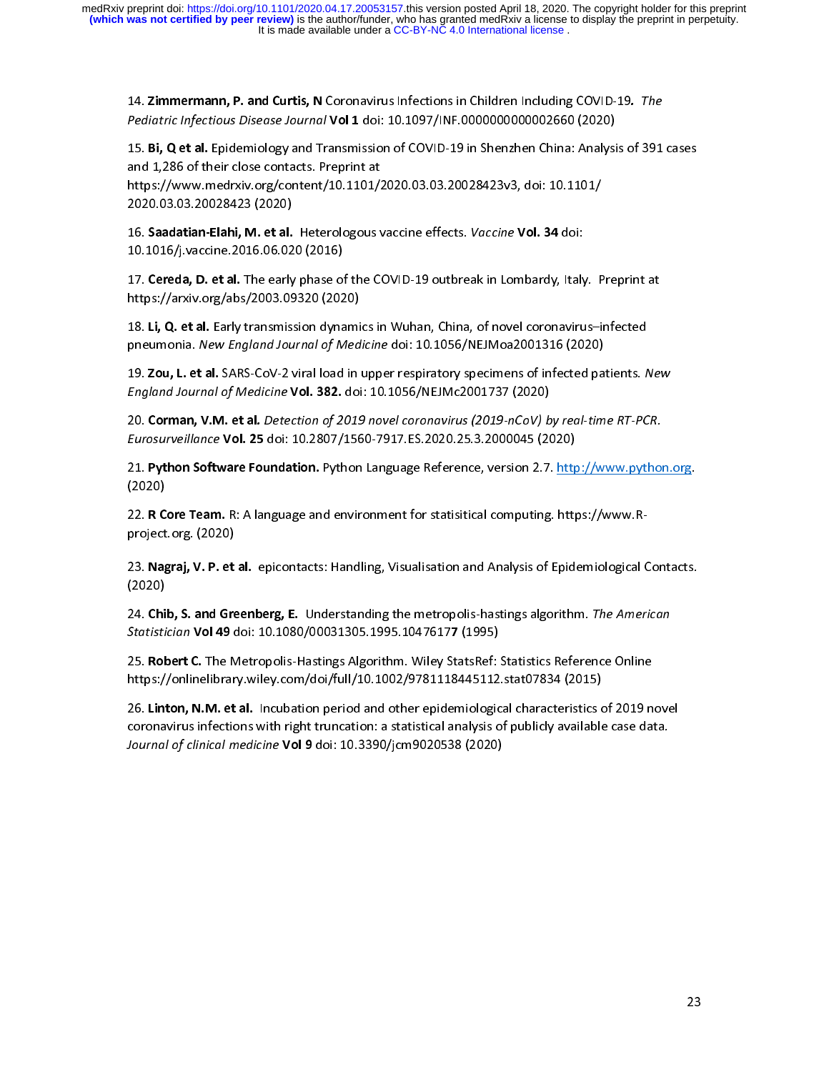14. **Zimmermann, P. and Curtis, N** Coronavirus Infections in Children Including COVID-19**.** *The Pediatric Infectious Disease Journal* **Vol 1** doi: 10.1097/INF.0000000000002660 (2020)

15. **Bi, Q et al.** Epidemiology and Transmission of COVID-19 in Shenzhen China: Analysis of 391 cases and 1,286 of their close contacts. Preprint at https://www.medrxiv.org/content/10.1101/2020.03.03.20028423v3, doi: 10.1101/ 2020.03.03.20028423 (2020)

16. **Saadatian-Elahi, M. et al.** Heterologous vaccine effects. *Vaccine* **Vol. 34** doi: 10.1016/j.vaccine.2016.06.020 (2016)

17. **Cereda, D. et al.** The early phase of the COVID-19 outbreak in Lombardy, Italy. Preprint at https://arxiv.org/abs/2003.09320 (2020)

18. **Li, Q. et al.** Early transmission dynamics in Wuhan, China, of novel coronavirus–infected pneumonia. *New England Journal of Medicine* doi: 10.1056/NEJMoa2001316 (2020)

19. **Zou, L. et al.** SARS-CoV-2 viral load in upper respiratory specimens of infected patients. *New England Journal of Medicine* **Vol. 382.** doi: 10.1056/NEJMc2001737 (2020)

20. **Corman, V.M. et al.** *Detection of 2019 novel coronavirus (2019-nCoV) by real-time RT-PCR. Eurosurveillance* **Vol. 25** doi: 10.2807/1560-7917.ES.2020.25.3.2000045 (2020)

21. **Python Software Foundation.** Python Language Reference, version 2.7. http://www.python.org. (2020)

22. **R Core Team.** R: A language and environment for statisitical computing. https://www.R-project.org. (2020)

23. **Nagraj, V. P. et al.** epicontacts: Handling, Visualisation and Analysis of Epidemiological Contacts. (2020)

24. **Chib, S. and Greenberg, E.** Understanding the metropolis-hastings algorithm. *The American Statistician* **Vol 49** doi: 10.1080/00031305.1995.1047617**7** (1995)

25. **Robert C.** The Metropolis-Hastings Algorithm. Wiley StatsRef: Statistics Reference Online https://onlinelibrary.wiley.com/doi/full/10.1002/9781118445112.stat07834 (2015)

26. **Linton, N.M. et al.** Incubation period and other epidemiological characteristics of 2019 novel coronavirus infections with right truncation: a statistical analysis of publicly available case data. *Journal of clinical medicine* **Vol 9** doi: 10.3390/jcm9020538 (2020)